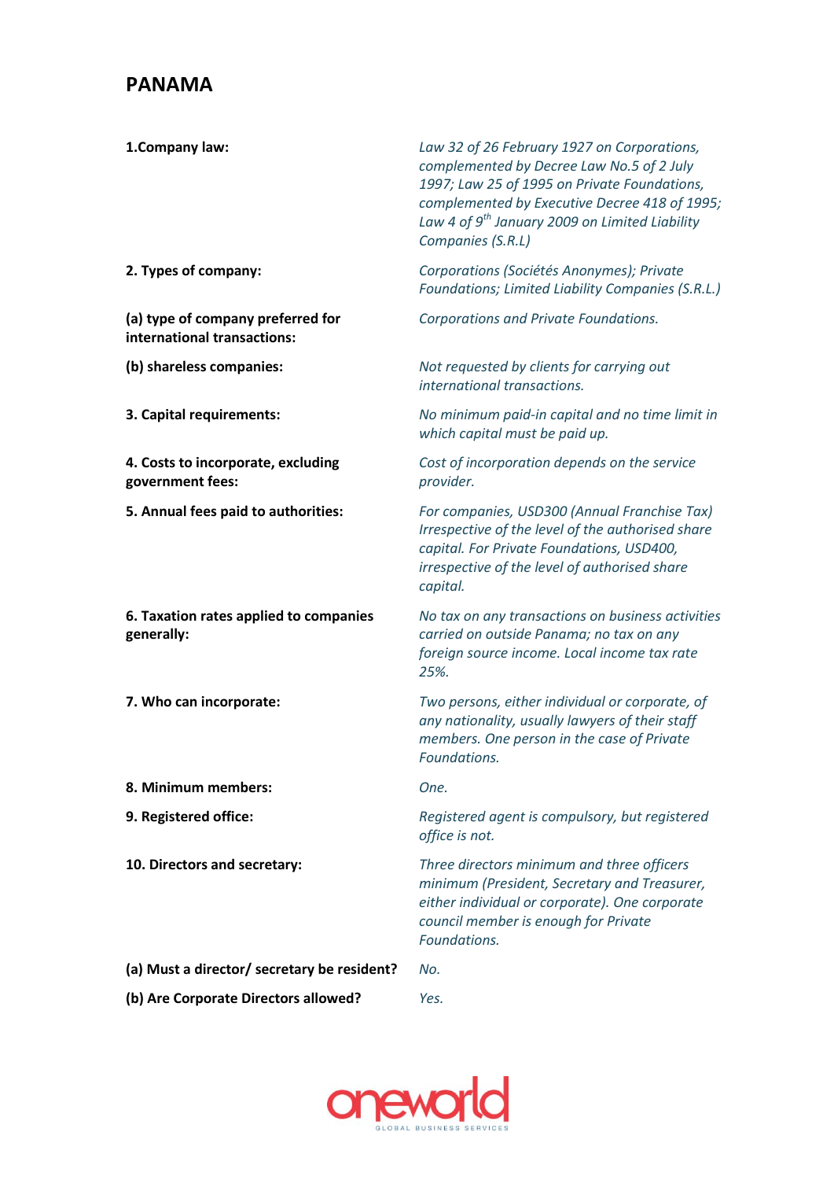# PANAMA

| | |
|---|---|
| **1.Company law:** | *Law 32 of 26 February 1927 on Corporations, complemented by Decree Law No.5 of 2 July 1997; Law 25 of 1995 on Private Foundations, complemented by Executive Decree 418 of 1995; Law 4 of 9th January 2009 on Limited Liability Companies (S.R.L)* |
| **2. Types of company:** | *Corporations (Sociétés Anonymes); Private Foundations; Limited Liability Companies (S.R.L.)* |
| **(a) type of company preferred for international transactions:** | *Corporations and Private Foundations.* |
| **(b) shareless companies:** | *Not requested by clients for carrying out international transactions.* |
| **3. Capital requirements:** | *No minimum paid-in capital and no time limit in which capital must be paid up.* |
| **4. Costs to incorporate, excluding government fees:** | *Cost of incorporation depends on the service provider.* |
| **5. Annual fees paid to authorities:** | *For companies, USD300 (Annual Franchise Tax) Irrespective of the level of the authorised share capital. For Private Foundations, USD400, irrespective of level of authorised share capital.* |
| **6. Taxation rates applied to companies generally:** | *No tax on any transactions on business activities carried on outside Panama; no tax on any foreign source income. Local income tax rate 25%.* |
| **7. Who can incorporate:** | *Two persons, either individual or corporate, of any nationality, usually lawyers of their staff members. One person in the case of Private Foundations.* |
| **8. Minimum members:** | *One.* |
| **9. Registered office:** | *Registered agent is compulsory, but registered office is not.* |
| **10. Directors and secretary:** | *Three directors minimum and three officers minimum (President, Secretary and Treasurer, either individual or corporate). One corporate council member is enough for Private Foundations.* |
| **(a) Must a director/ secretary be resident?** | *No.* |
| **(b) Are Corporate Directors allowed?** | *Yes.* |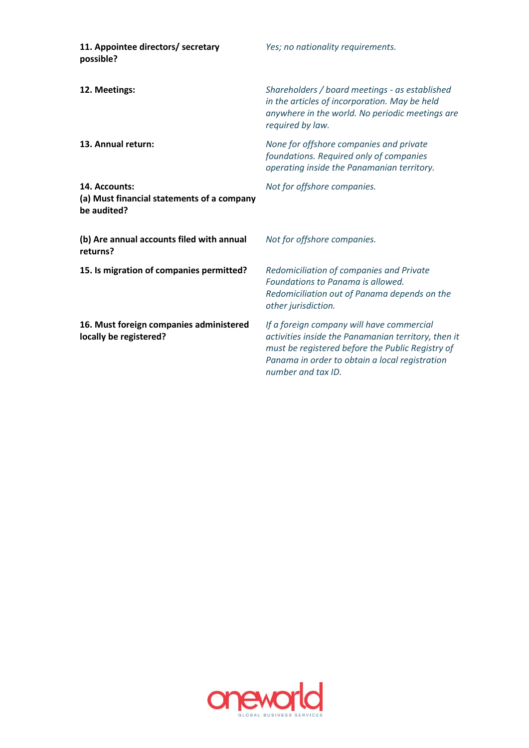**11. Appointee directors/ secretary possible?**

*Yes; no nationality requirements.*

**12. Meetings:**

*Shareholders / board meetings - as established in the articles of incorporation. May be held anywhere in the world. No periodic meetings are required by law.*

**13. Annual return:**

*None for offshore companies and private foundations. Required only of companies operating inside the Panamanian territory.*

**14. Accounts:**

**(a) Must financial statements of a company be audited?**

*Not for offshore companies.*

**(b) Are annual accounts filed with annual returns?**

*Not for offshore companies.*

**15. Is migration of companies permitted?**

*Redomiciliation of companies and Private Foundations to Panama is allowed. Redomiciliation out of Panama depends on the other jurisdiction.*

**16. Must foreign companies administered locally be registered?**

*If a foreign company will have commercial activities inside the Panamanian territory, then it must be registered before the Public Registry of Panama in order to obtain a local registration number and tax ID.*